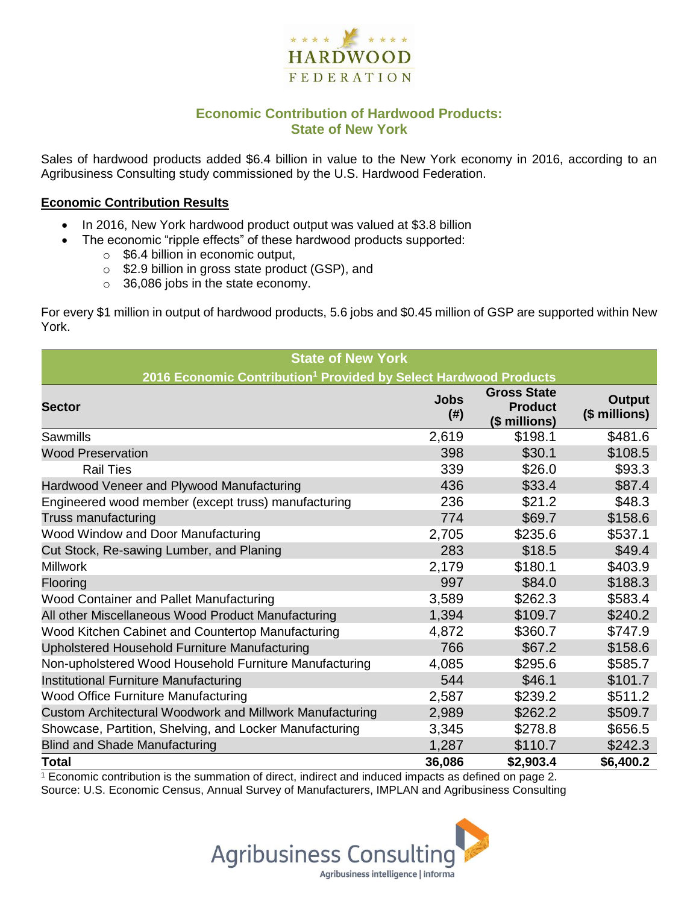HARDWOOD FEDERATION

# Economic Contribution of Hardwood Products: State of New York

Sales of hardwood products added $6.4 billion in value to the New York economy in 2016, according to an Agribusiness Consulting study commissioned by the U.S. Hardwood Federation.

## Economic Contribution Results

- In 2016, New York hardwood product output was valued at $3.8 billion
- The economic "ripple effects" of these hardwood products supported:
  - $6.4 billion in economic output,
  - $2.9 billion in gross state product (GSP), and
  - 36,086 jobs in the state economy.

For every $1 million in output of hardwood products, 5.6 jobs and $0.45 million of GSP are supported within New York.

| State of New York<br>2016 Economic Contribution[1] Provided by Select Hardwood Products | | | |
|---|---|---|---|
| **Sector** | **Jobs (#)** | **Gross State Product ($ millions)** | **Output ($ millions)** |
| Sawmills | 2,619 | $198.1 | $481.6 |
| Wood Preservation | 398 | $30.1 | $108.5 |
| Rail Ties | 339 | $26.0 | $93.3 |
| Hardwood Veneer and Plywood Manufacturing | 436 | $33.4 | $87.4 |
| Engineered wood member (except truss) manufacturing | 236 | $21.2 | $48.3 |
| Truss manufacturing | 774 | $69.7 | $158.6 |
| Wood Window and Door Manufacturing | 2,705 | $235.6 | $537.1 |
| Cut Stock, Re-sawing Lumber, and Planing | 283 | $18.5 | $49.4 |
| Millwork | 2,179 | $180.1 | $403.9 |
| Flooring | 997 | $84.0 | $188.3 |
| Wood Container and Pallet Manufacturing | 3,589 | $262.3 | $583.4 |
| All other Miscellaneous Wood Product Manufacturing | 1,394 | $109.7 | $240.2 |
| Wood Kitchen Cabinet and Countertop Manufacturing | 4,872 | $360.7 | $747.9 |
| Upholstered Household Furniture Manufacturing | 766 | $67.2 | $158.6 |
| Non-upholstered Wood Household Furniture Manufacturing | 4,085 | $295.6 | $585.7 |
| Institutional Furniture Manufacturing | 544 | $46.1 | $101.7 |
| Wood Office Furniture Manufacturing | 2,587 | $239.2 | $511.2 |
| Custom Architectural Woodwork and Millwork Manufacturing | 2,989 | $262.2 | $509.7 |
| Showcase, Partition, Shelving, and Locker Manufacturing | 3,345 | $278.8 | $656.5 |
| Blind and Shade Manufacturing | 1,287 | $110.7 | $242.3 |
| **Total** | **36,086** | **$2,903.4** | **$6,400.2** |

[1] Economic contribution is the summation of direct, indirect and induced impacts as defined on page 2.
Source: U.S. Economic Census, Annual Survey of Manufacturers, IMPLAN and Agribusiness Consulting

Agribusiness Consulting
Agribusiness intelligence | informa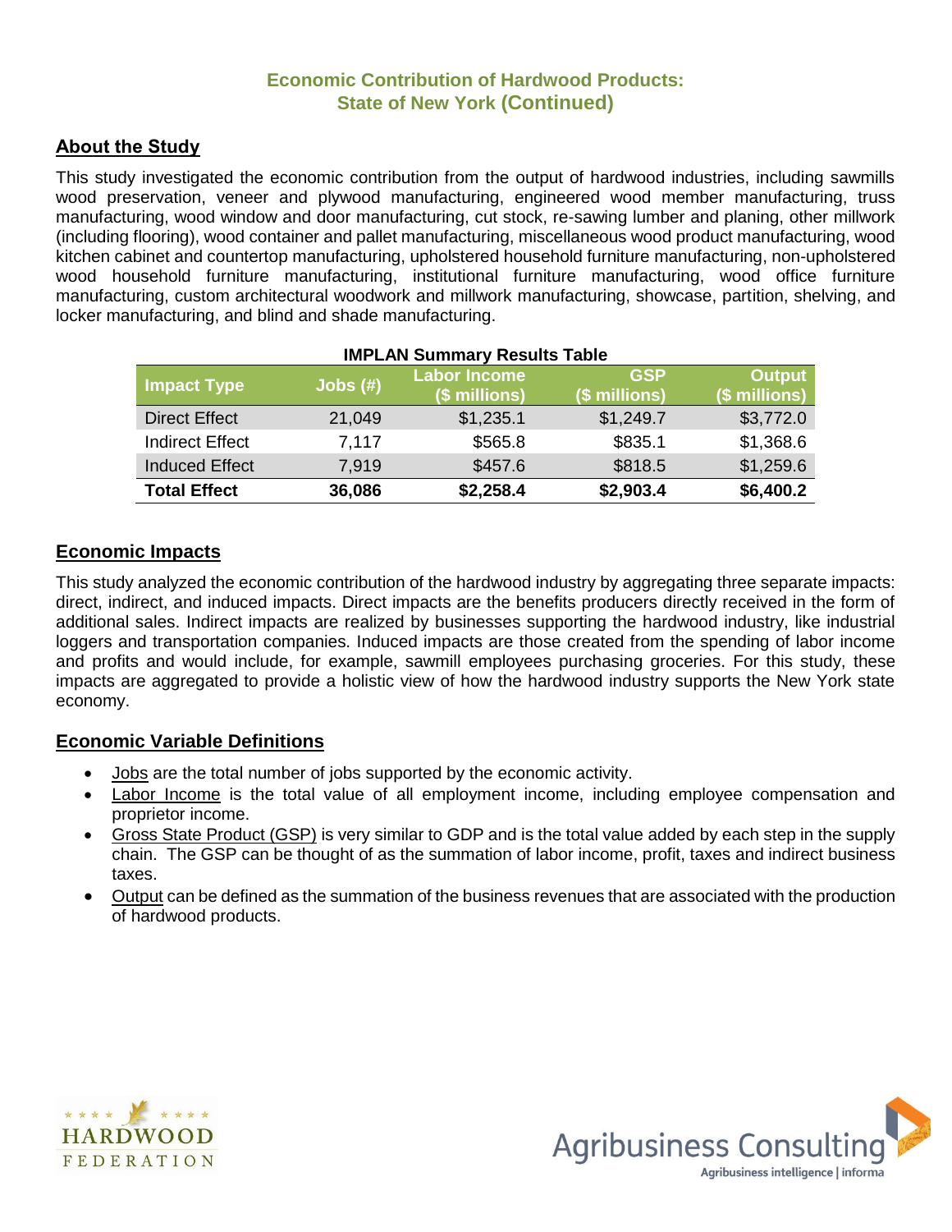## Economic Contribution of Hardwood Products: State of New York (Continued)

## About the Study

This study investigated the economic contribution from the output of hardwood industries, including sawmills wood preservation, veneer and plywood manufacturing, engineered wood member manufacturing, truss manufacturing, wood window and door manufacturing, cut stock, re-sawing lumber and planing, other millwork (including flooring), wood container and pallet manufacturing, miscellaneous wood product manufacturing, wood kitchen cabinet and countertop manufacturing, upholstered household furniture manufacturing, non-upholstered wood household furniture manufacturing, institutional furniture manufacturing, wood office furniture manufacturing, custom architectural woodwork and millwork manufacturing, showcase, partition, shelving, and locker manufacturing, and blind and shade manufacturing.

**IMPLAN Summary Results Table**

| Impact Type | Jobs (#) | Labor Income ($ millions) | GSP ($ millions) | Output ($ millions) |
|---|---|---|---|---|
| Direct Effect | 21,049 | $1,235.1 | $1,249.7 | $3,772.0 |
| Indirect Effect | 7,117 | $565.8 | $835.1 | $1,368.6 |
| Induced Effect | 7,919 | $457.6 | $818.5 | $1,259.6 |
| **Total Effect** | **36,086** | **$2,258.4** | **$2,903.4** | **$6,400.2** |

## Economic Impacts

This study analyzed the economic contribution of the hardwood industry by aggregating three separate impacts: direct, indirect, and induced impacts. Direct impacts are the benefits producers directly received in the form of additional sales. Indirect impacts are realized by businesses supporting the hardwood industry, like industrial loggers and transportation companies. Induced impacts are those created from the spending of labor income and profits and would include, for example, sawmill employees purchasing groceries. For this study, these impacts are aggregated to provide a holistic view of how the hardwood industry supports the New York state economy.

## Economic Variable Definitions

- Jobs are the total number of jobs supported by the economic activity.
- Labor Income is the total value of all employment income, including employee compensation and proprietor income.
- Gross State Product (GSP) is very similar to GDP and is the total value added by each step in the supply chain. The GSP can be thought of as the summation of labor income, profit, taxes and indirect business taxes.
- Output can be defined as the summation of the business revenues that are associated with the production of hardwood products.

HARDWOOD FEDERATION

Agribusiness Consulting
Agribusiness intelligence | informa